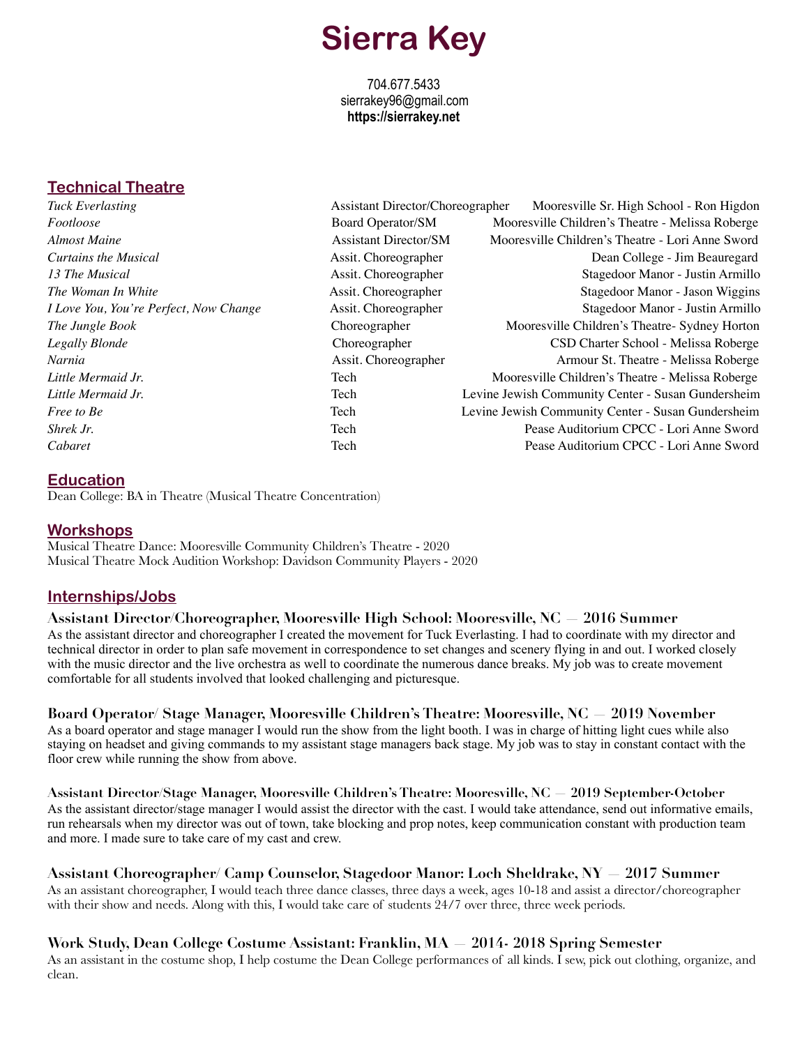# Sierra Key

704.677.5433
sierrakey96@gmail.com
**https://sierrakey.net**

## Technical Theatre

| | | |
|---|---|---|
| *Tuck Everlasting* | Assistant Director/Choreographer | Mooresville Sr. High School - Ron Higdon |
| *Footloose* | Board Operator/SM | Mooresville Children's Theatre - Melissa Roberge |
| *Almost Maine* | Assistant Director/SM | Mooresville Children's Theatre - Lori Anne Sword |
| *Curtains the Musical* | Assit. Choreographer | Dean College - Jim Beauregard |
| *13 The Musical* | Assit. Choreographer | Stagedoor Manor - Justin Armillo |
| *The Woman In White* | Assit. Choreographer | Stagedoor Manor - Jason Wiggins |
| *I Love You, You're Perfect, Now Change* | Assit. Choreographer | Stagedoor Manor - Justin Armillo |
| *The Jungle Book* | Choreographer | Mooresville Children's Theatre- Sydney Horton |
| *Legally Blonde* | Choreographer | CSD Charter School - Melissa Roberge |
| *Narnia* | Assit. Choreographer | Armour St. Theatre - Melissa Roberge |
| *Little Mermaid Jr.* | Tech | Mooresville Children's Theatre - Melissa Roberge |
| *Little Mermaid Jr.* | Tech | Levine Jewish Community Center - Susan Gundersheim |
| *Free to Be* | Tech | Levine Jewish Community Center - Susan Gundersheim |
| *Shrek Jr.* | Tech | Pease Auditorium CPCC - Lori Anne Sword |
| *Cabaret* | Tech | Pease Auditorium CPCC - Lori Anne Sword |

## Education

Dean College: BA in Theatre (Musical Theatre Concentration)

## Workshops

Musical Theatre Dance: Mooresville Community Children's Theatre - 2020
Musical Theatre Mock Audition Workshop: Davidson Community Players - 2020

## Internships/Jobs

### Assistant Director/Choreographer, Mooresville High School: Mooresville, NC — 2016 Summer

As the assistant director and choreographer I created the movement for Tuck Everlasting. I had to coordinate with my director and technical director in order to plan safe movement in correspondence to set changes and scenery flying in and out. I worked closely with the music director and the live orchestra as well to coordinate the numerous dance breaks. My job was to create movement comfortable for all students involved that looked challenging and picturesque.

### Board Operator/ Stage Manager, Mooresville Children's Theatre: Mooresville, NC — 2019 November

As a board operator and stage manager I would run the show from the light booth. I was in charge of hitting light cues while also staying on headset and giving commands to my assistant stage managers back stage. My job was to stay in constant contact with the floor crew while running the show from above.

### Assistant Director/Stage Manager, Mooresville Children's Theatre: Mooresville, NC — 2019 September-October

As the assistant director/stage manager I would assist the director with the cast. I would take attendance, send out informative emails, run rehearsals when my director was out of town, take blocking and prop notes, keep communication constant with production team and more. I made sure to take care of my cast and crew.

### Assistant Choreographer/ Camp Counselor, Stagedoor Manor: Loch Sheldrake, NY — 2017 Summer

As an assistant choreographer, I would teach three dance classes, three days a week, ages 10-18 and assist a director/choreographer with their show and needs. Along with this, I would take care of students 24/7 over three, three week periods.

### Work Study, Dean College Costume Assistant: Franklin, MA — 2014- 2018 Spring Semester

As an assistant in the costume shop, I help costume the Dean College performances of all kinds. I sew, pick out clothing, organize, and clean.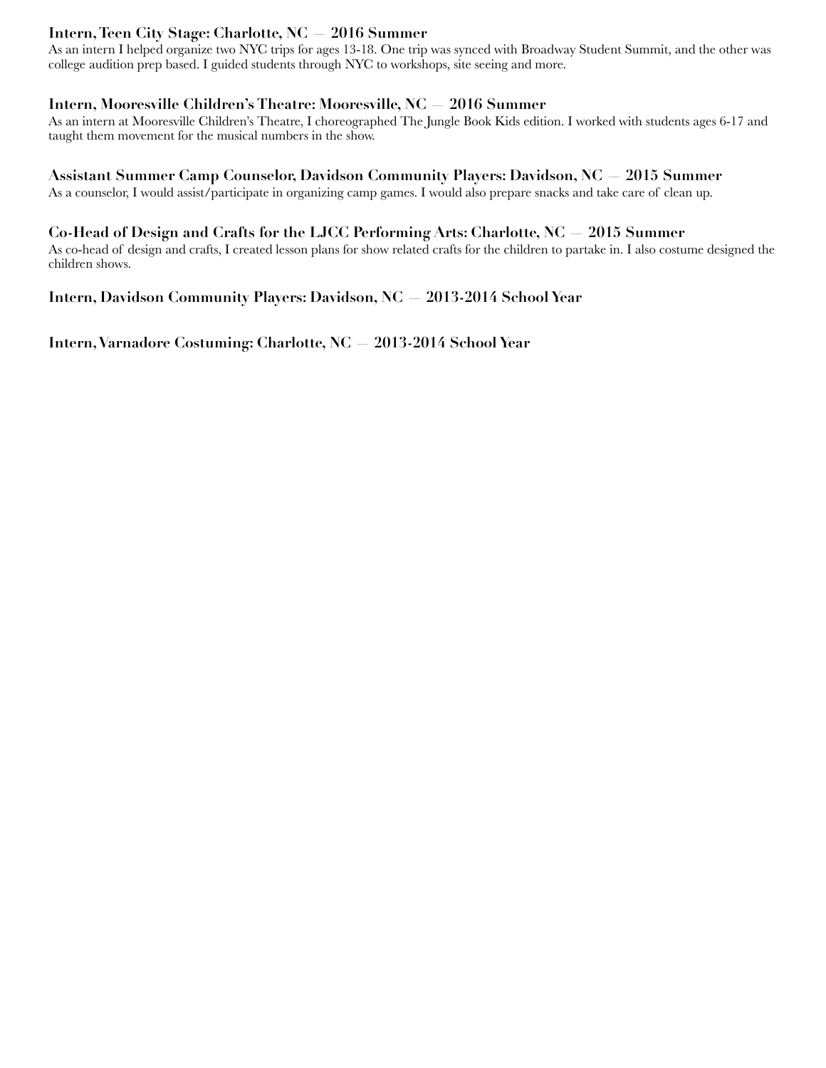**Intern, Teen City Stage: Charlotte, NC — 2016 Summer**
As an intern I helped organize two NYC trips for ages 13-18. One trip was synced with Broadway Student Summit, and the other was college audition prep based. I guided students through NYC to workshops, site seeing and more.

**Intern, Mooresville Children's Theatre: Mooresville, NC — 2016 Summer**
As an intern at Mooresville Children's Theatre, I choreographed The Jungle Book Kids edition. I worked with students ages 6-17 and taught them movement for the musical numbers in the show.

**Assistant Summer Camp Counselor, Davidson Community Players: Davidson, NC — 2015 Summer**
As a counselor, I would assist/participate in organizing camp games. I would also prepare snacks and take care of clean up.

**Co-Head of Design and Crafts for the LJCC Performing Arts: Charlotte, NC — 2015 Summer**
As co-head of design and crafts, I created lesson plans for show related crafts for the children to partake in. I also costume designed the children shows.

**Intern, Davidson Community Players: Davidson, NC — 2013-2014 School Year**

**Intern, Varnadore Costuming: Charlotte, NC — 2013-2014 School Year**